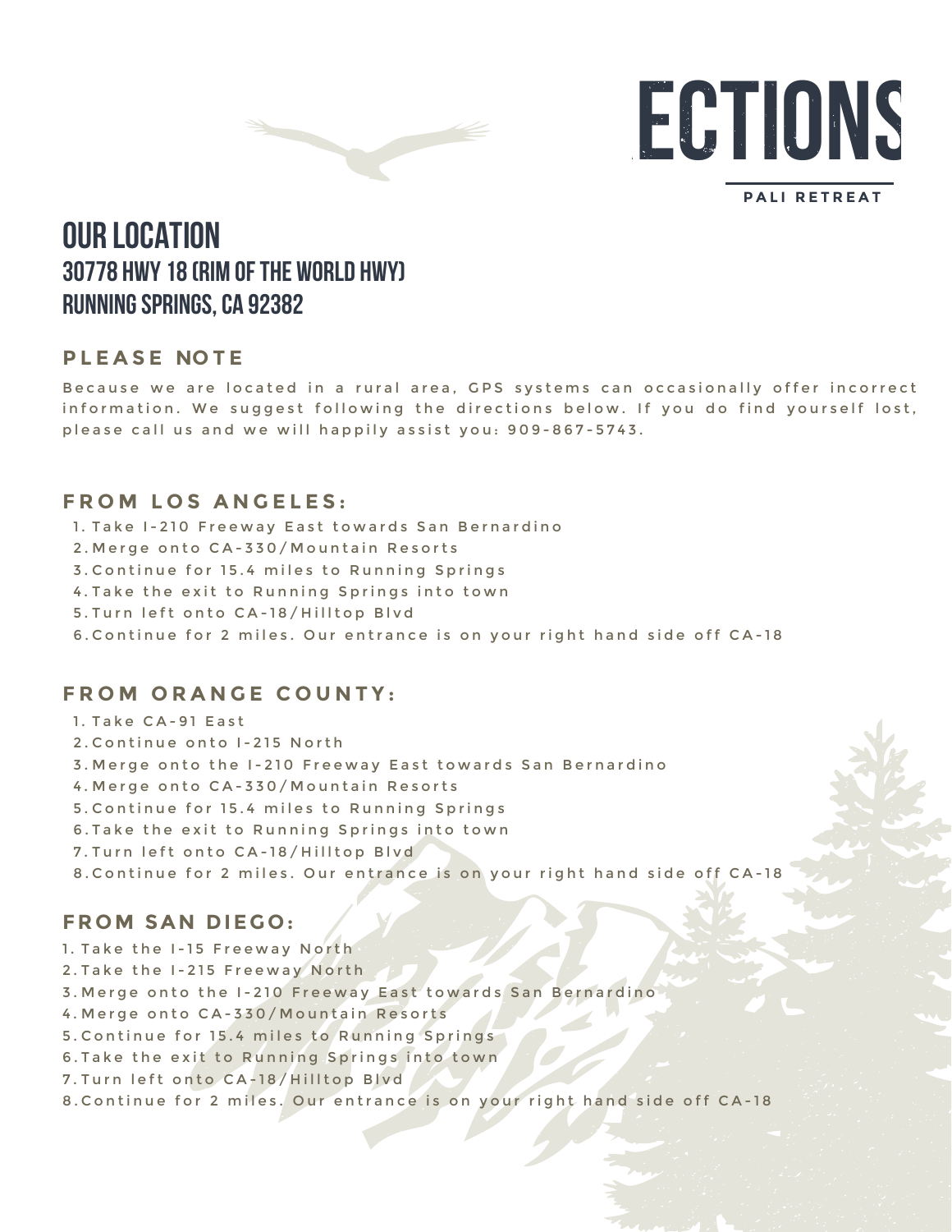# ECTIONS

PALI RETREAT

## OUR LOCATION

### 30778 HWY 18 (RIM OF THE WORLD HWY)
### RUNNING SPRINGS, CA 92382

**PLEASE NOTE**

Because we are located in a rural area, GPS systems can occasionally offer incorrect information. We suggest following the directions below. If you do find yourself lost, please call us and we will happily assist you: 909-867-5743.

**FROM LOS ANGELES:**

1. Take I-210 Freeway East towards San Bernardino
2. Merge onto CA-330/Mountain Resorts
3. Continue for 15.4 miles to Running Springs
4. Take the exit to Running Springs into town
5. Turn left onto CA-18/Hilltop Blvd
6. Continue for 2 miles. Our entrance is on your right hand side off CA-18

**FROM ORANGE COUNTY:**

1. Take CA-91 East
2. Continue onto I-215 North
3. Merge onto the I-210 Freeway East towards San Bernardino
4. Merge onto CA-330/Mountain Resorts
5. Continue for 15.4 miles to Running Springs
6. Take the exit to Running Springs into town
7. Turn left onto CA-18/Hilltop Blvd
8. Continue for 2 miles. Our entrance is on your right hand side off CA-18

**FROM SAN DIEGO:**

1. Take the I-15 Freeway North
2. Take the I-215 Freeway North
3. Merge onto the I-210 Freeway East towards San Bernardino
4. Merge onto CA-330/Mountain Resorts
5. Continue for 15.4 miles to Running Springs
6. Take the exit to Running Springs into town
7. Turn left onto CA-18/Hilltop Blvd
8. Continue for 2 miles. Our entrance is on your right hand side off CA-18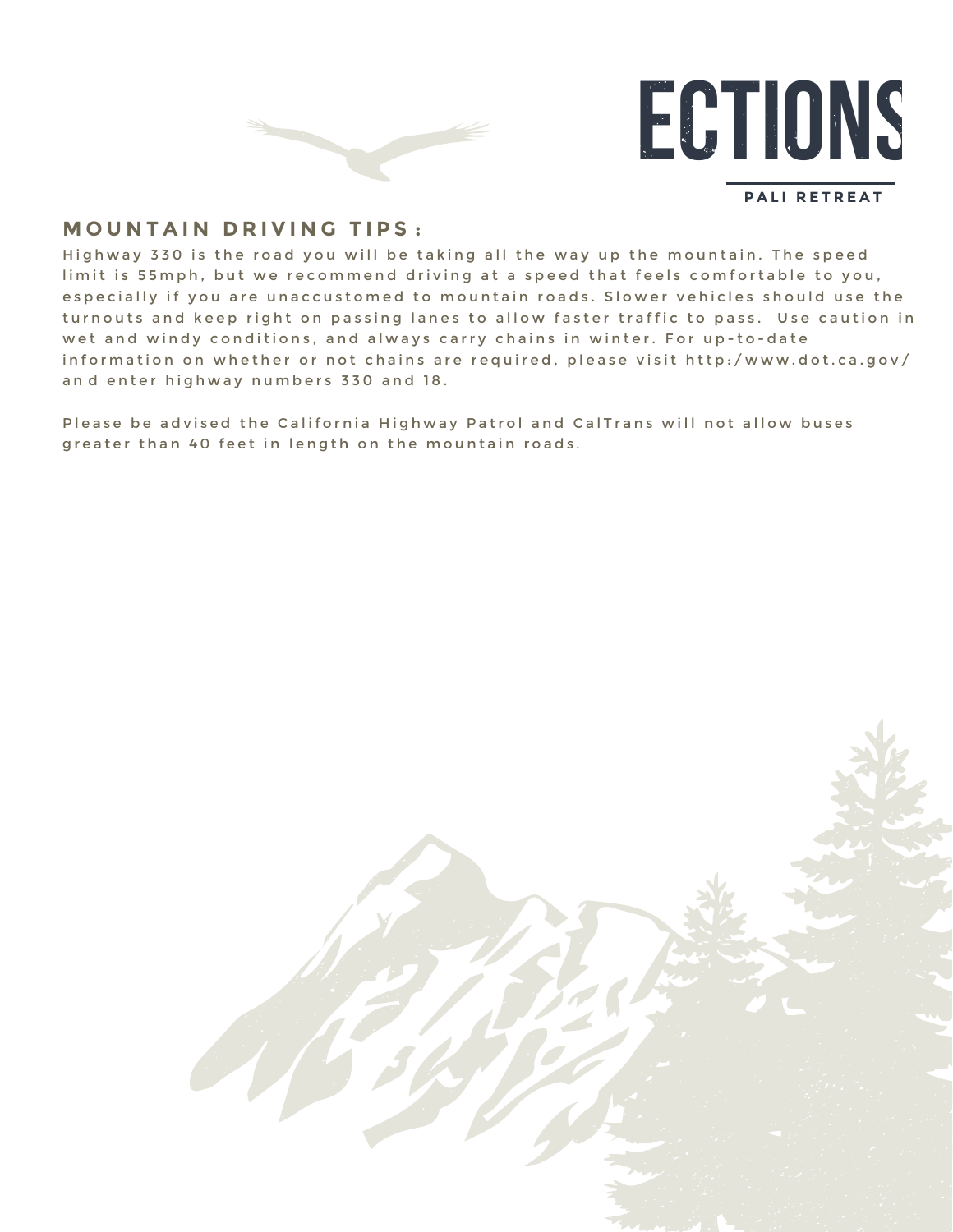## MOUNTAIN DRIVING TIPS:

Highway 330 is the road you will be taking all the way up the mountain. The speed limit is 55mph, but we recommend driving at a speed that feels comfortable to you, especially if you are unaccustomed to mountain roads. Slower vehicles should use the turnouts and keep right on passing lanes to allow faster traffic to pass. Use caution in wet and windy conditions, and always carry chains in winter. For up-to-date information on whether or not chains are required, please visit http:/www.dot.ca.gov/ and enter highway numbers 330 and 18.

Please be advised the California Highway Patrol and CalTrans will not allow buses greater than 40 feet in length on the mountain roads.